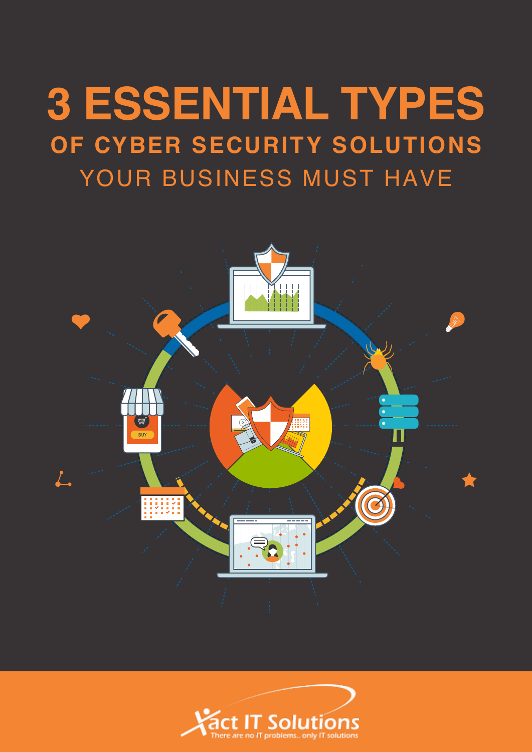# 3 ESSENTIAL TYPES

## OF CYBER SECURITY SOLUTIONS

## YOUR BUSINESS MUST HAVE

Xact IT Solutions

There are no IT problems.. only IT solutions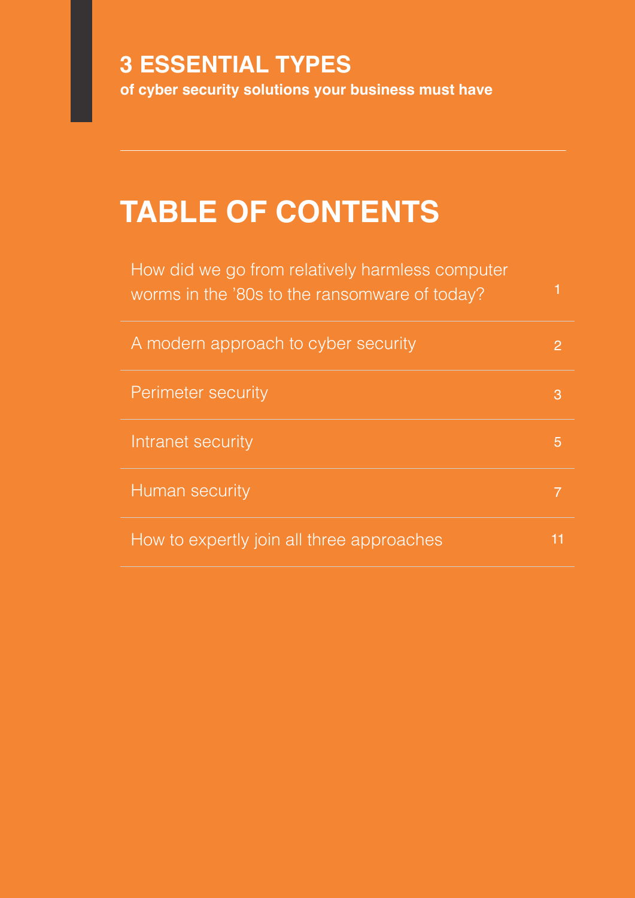**3 ESSENTIAL TYPES**
**of cyber security solutions your business must have**

# TABLE OF CONTENTS

| | |
|---|---|
| How did we go from relatively harmless computer worms in the '80s to the ransomware of today? | 1 |
| A modern approach to cyber security | 2 |
| Perimeter security | 3 |
| Intranet security | 5 |
| Human security | 7 |
| How to expertly join all three approaches | 11 |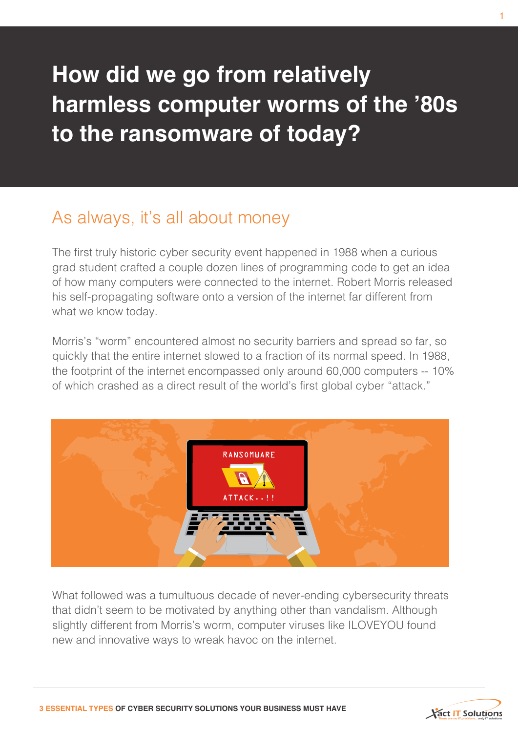# How did we go from relatively harmless computer worms of the '80s to the ransomware of today?

## As always, it's all about money

The first truly historic cyber security event happened in 1988 when a curious grad student crafted a couple dozen lines of programming code to get an idea of how many computers were connected to the internet. Robert Morris released his self-propagating software onto a version of the internet far different from what we know today.

Morris's "worm" encountered almost no security barriers and spread so far, so quickly that the entire internet slowed to a fraction of its normal speed. In 1988, the footprint of the internet encompassed only around 60,000 computers -- 10% of which crashed as a direct result of the world's first global cyber "attack."

What followed was a tumultuous decade of never-ending cybersecurity threats that didn't seem to be motivated by anything other than vandalism. Although slightly different from Morris's worm, computer viruses like ILOVEYOU found new and innovative ways to wreak havoc on the internet.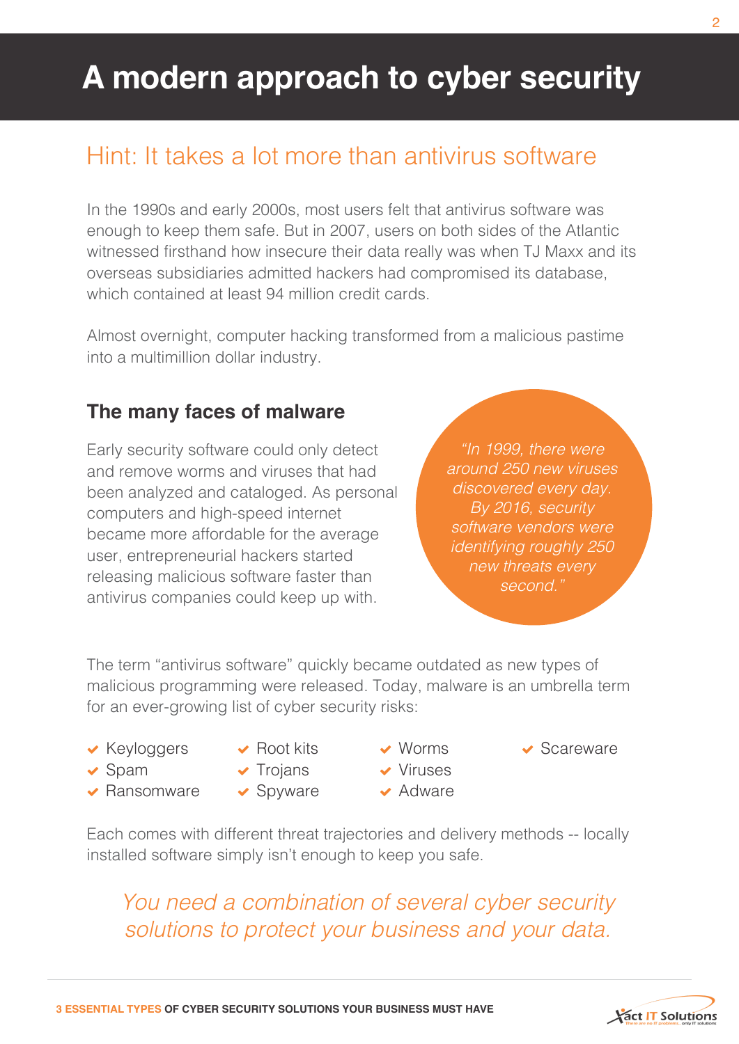# A modern approach to cyber security

## Hint: It takes a lot more than antivirus software

In the 1990s and early 2000s, most users felt that antivirus software was enough to keep them safe. But in 2007, users on both sides of the Atlantic witnessed firsthand how insecure their data really was when TJ Maxx and its overseas subsidiaries admitted hackers had compromised its database, which contained at least 94 million credit cards.

Almost overnight, computer hacking transformed from a malicious pastime into a multimillion dollar industry.

### The many faces of malware

Early security software could only detect and remove worms and viruses that had been analyzed and cataloged. As personal computers and high-speed internet became more affordable for the average user, entrepreneurial hackers started releasing malicious software faster than antivirus companies could keep up with.

*"In 1999, there were around 250 new viruses discovered every day. By 2016, security software vendors were identifying roughly 250 new threats every second."*

The term "antivirus software" quickly became outdated as new types of malicious programming were released. Today, malware is an umbrella term for an ever-growing list of cyber security risks:

- Keyloggers
- Spam
- Ransomware
- Root kits
- Trojans
- Spyware
- Worms
- Viruses
- Adware
- Scareware

Each comes with different threat trajectories and delivery methods -- locally installed software simply isn't enough to keep you safe.

*You need a combination of several cyber security solutions to protect your business and your data.*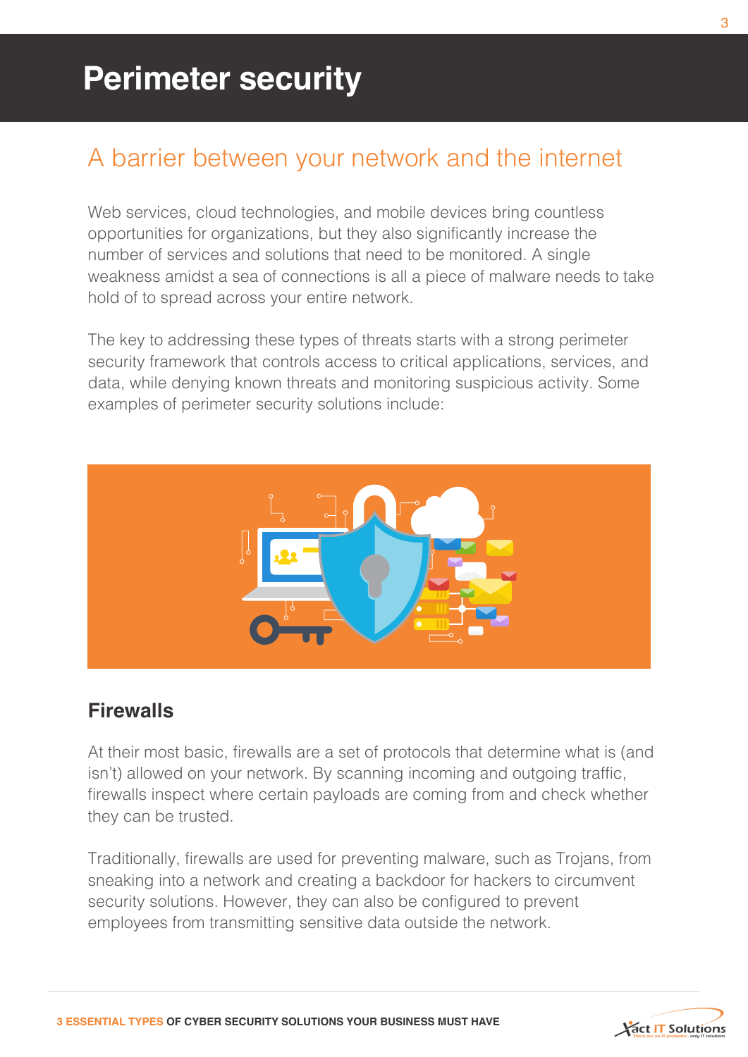# Perimeter security

## A barrier between your network and the internet

Web services, cloud technologies, and mobile devices bring countless opportunities for organizations, but they also significantly increase the number of services and solutions that need to be monitored. A single weakness amidst a sea of connections is all a piece of malware needs to take hold of to spread across your entire network.

The key to addressing these types of threats starts with a strong perimeter security framework that controls access to critical applications, services, and data, while denying known threats and monitoring suspicious activity. Some examples of perimeter security solutions include:

### Firewalls

At their most basic, firewalls are a set of protocols that determine what is (and isn't) allowed on your network. By scanning incoming and outgoing traffic, firewalls inspect where certain payloads are coming from and check whether they can be trusted.

Traditionally, firewalls are used for preventing malware, such as Trojans, from sneaking into a network and creating a backdoor for hackers to circumvent security solutions. However, they can also be configured to prevent employees from transmitting sensitive data outside the network.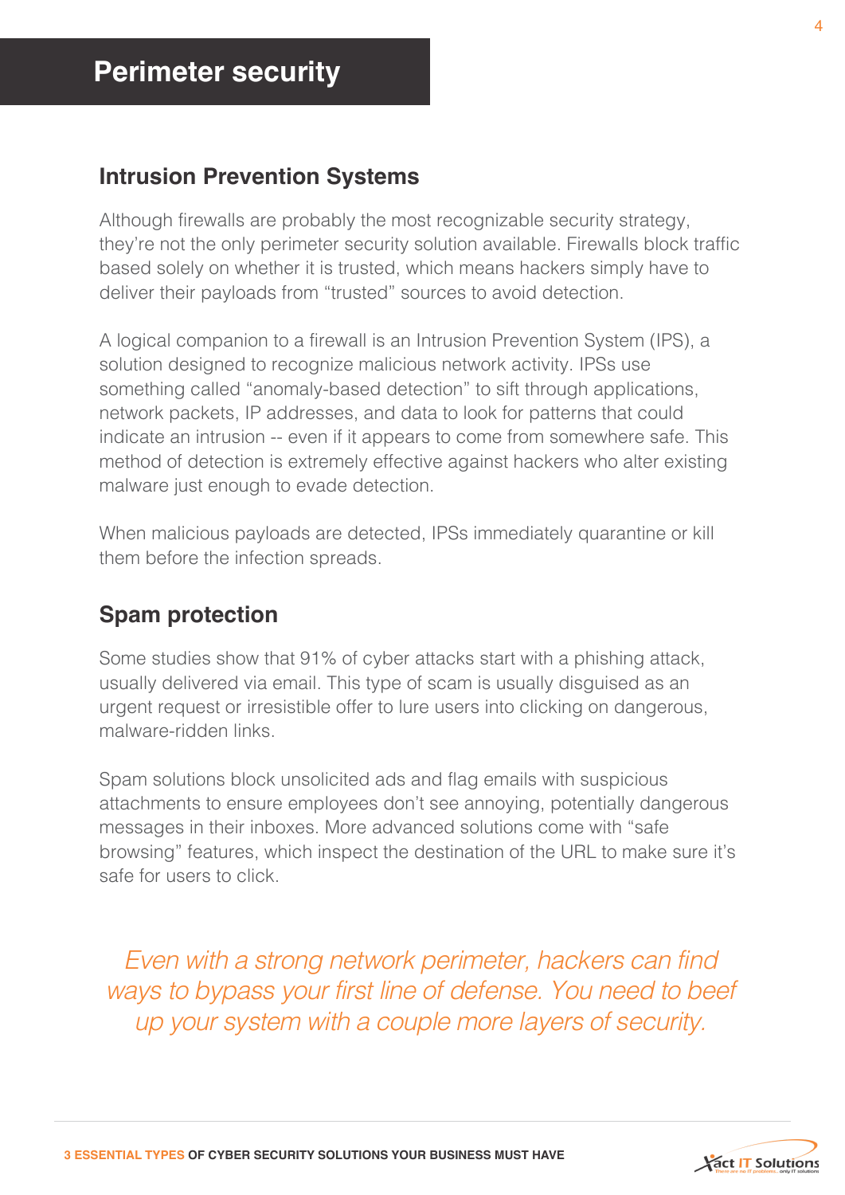# Perimeter security

## Intrusion Prevention Systems

Although firewalls are probably the most recognizable security strategy, they're not the only perimeter security solution available. Firewalls block traffic based solely on whether it is trusted, which means hackers simply have to deliver their payloads from "trusted" sources to avoid detection.

A logical companion to a firewall is an Intrusion Prevention System (IPS), a solution designed to recognize malicious network activity. IPSs use something called "anomaly-based detection" to sift through applications, network packets, IP addresses, and data to look for patterns that could indicate an intrusion -- even if it appears to come from somewhere safe. This method of detection is extremely effective against hackers who alter existing malware just enough to evade detection.

When malicious payloads are detected, IPSs immediately quarantine or kill them before the infection spreads.

## Spam protection

Some studies show that 91% of cyber attacks start with a phishing attack, usually delivered via email. This type of scam is usually disguised as an urgent request or irresistible offer to lure users into clicking on dangerous, malware-ridden links.

Spam solutions block unsolicited ads and flag emails with suspicious attachments to ensure employees don't see annoying, potentially dangerous messages in their inboxes. More advanced solutions come with "safe browsing" features, which inspect the destination of the URL to make sure it's safe for users to click.

*Even with a strong network perimeter, hackers can find ways to bypass your first line of defense. You need to beef up your system with a couple more layers of security.*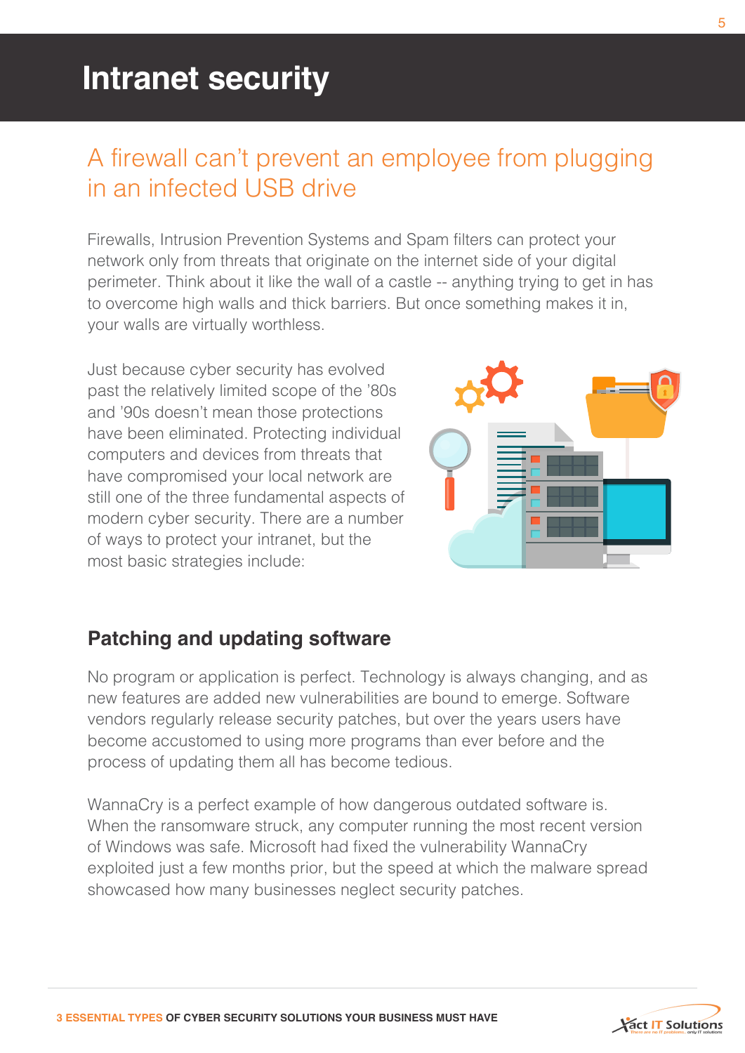# Intranet security

## A firewall can't prevent an employee from plugging in an infected USB drive

Firewalls, Intrusion Prevention Systems and Spam filters can protect your network only from threats that originate on the internet side of your digital perimeter. Think about it like the wall of a castle -- anything trying to get in has to overcome high walls and thick barriers. But once something makes it in, your walls are virtually worthless.

Just because cyber security has evolved past the relatively limited scope of the '80s and '90s doesn't mean those protections have been eliminated. Protecting individual computers and devices from threats that have compromised your local network are still one of the three fundamental aspects of modern cyber security. There are a number of ways to protect your intranet, but the most basic strategies include:

### Patching and updating software

No program or application is perfect. Technology is always changing, and as new features are added new vulnerabilities are bound to emerge. Software vendors regularly release security patches, but over the years users have become accustomed to using more programs than ever before and the process of updating them all has become tedious.

WannaCry is a perfect example of how dangerous outdated software is. When the ransomware struck, any computer running the most recent version of Windows was safe. Microsoft had fixed the vulnerability WannaCry exploited just a few months prior, but the speed at which the malware spread showcased how many businesses neglect security patches.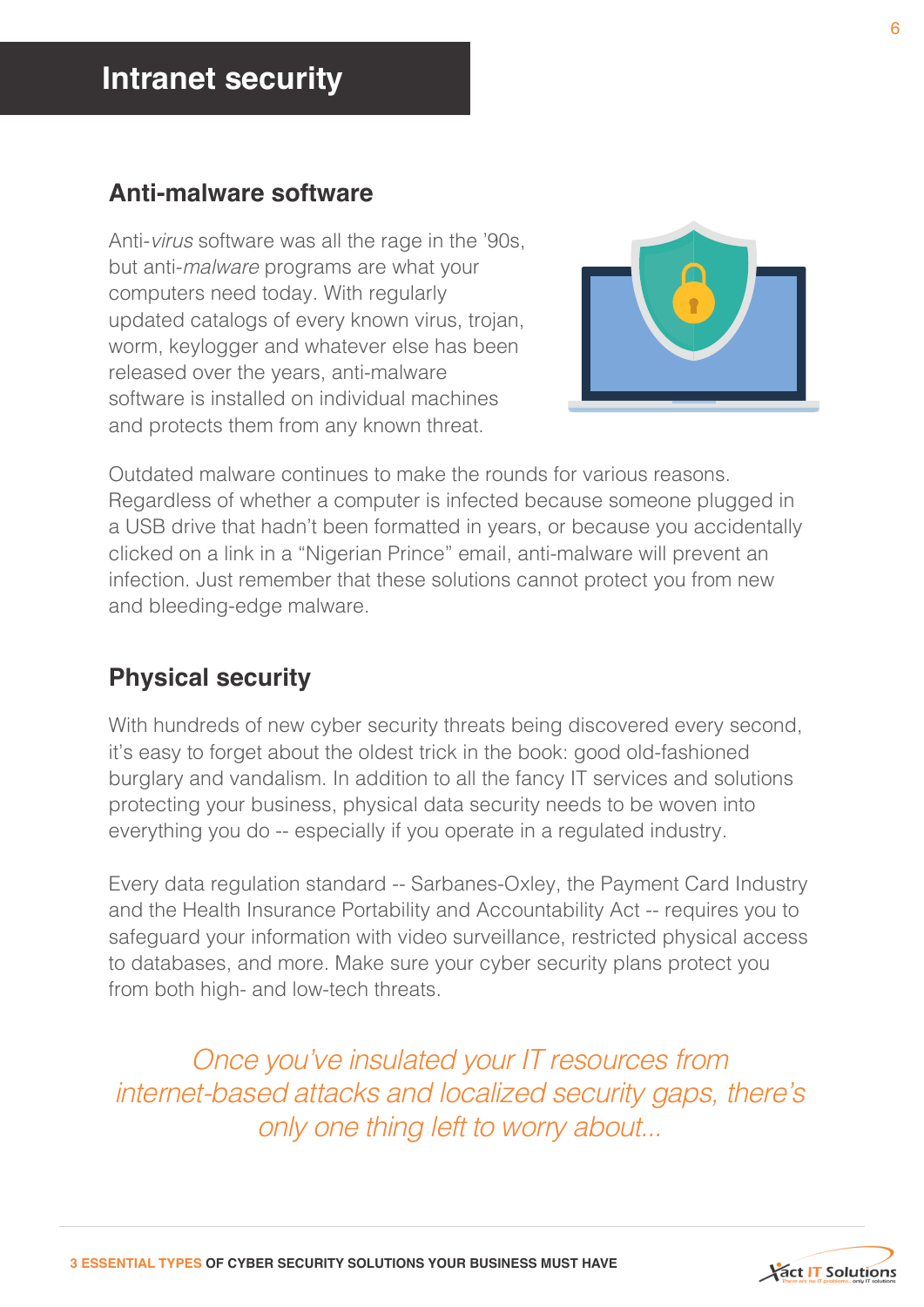# Intranet security

## Anti-malware software

Anti-*virus* software was all the rage in the '90s, but anti-*malware* programs are what your computers need today. With regularly updated catalogs of every known virus, trojan, worm, keylogger and whatever else has been released over the years, anti-malware software is installed on individual machines and protects them from any known threat.

Outdated malware continues to make the rounds for various reasons. Regardless of whether a computer is infected because someone plugged in a USB drive that hadn't been formatted in years, or because you accidentally clicked on a link in a "Nigerian Prince" email, anti-malware will prevent an infection. Just remember that these solutions cannot protect you from new and bleeding-edge malware.

## Physical security

With hundreds of new cyber security threats being discovered every second, it's easy to forget about the oldest trick in the book: good old-fashioned burglary and vandalism. In addition to all the fancy IT services and solutions protecting your business, physical data security needs to be woven into everything you do -- especially if you operate in a regulated industry.

Every data regulation standard -- Sarbanes-Oxley, the Payment Card Industry and the Health Insurance Portability and Accountability Act -- requires you to safeguard your information with video surveillance, restricted physical access to databases, and more. Make sure your cyber security plans protect you from both high- and low-tech threats.

*Once you've insulated your IT resources from internet-based attacks and localized security gaps, there's only one thing left to worry about...*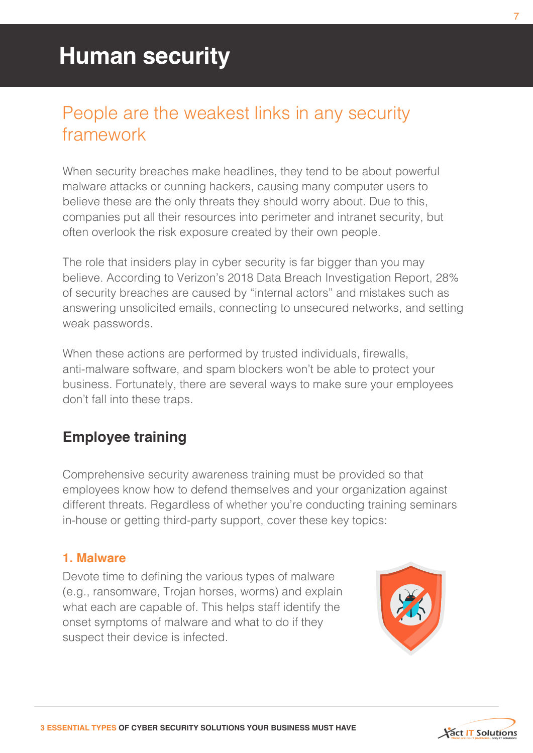# Human security

## People are the weakest links in any security framework

When security breaches make headlines, they tend to be about powerful malware attacks or cunning hackers, causing many computer users to believe these are the only threats they should worry about. Due to this, companies put all their resources into perimeter and intranet security, but often overlook the risk exposure created by their own people.

The role that insiders play in cyber security is far bigger than you may believe. According to Verizon's 2018 Data Breach Investigation Report, 28% of security breaches are caused by "internal actors" and mistakes such as answering unsolicited emails, connecting to unsecured networks, and setting weak passwords.

When these actions are performed by trusted individuals, firewalls, anti-malware software, and spam blockers won't be able to protect your business. Fortunately, there are several ways to make sure your employees don't fall into these traps.

### Employee training

Comprehensive security awareness training must be provided so that employees know how to defend themselves and your organization against different threats. Regardless of whether you're conducting training seminars in-house or getting third-party support, cover these key topics:

#### 1. Malware

Devote time to defining the various types of malware (e.g., ransomware, Trojan horses, worms) and explain what each are capable of. This helps staff identify the onset symptoms of malware and what to do if they suspect their device is infected.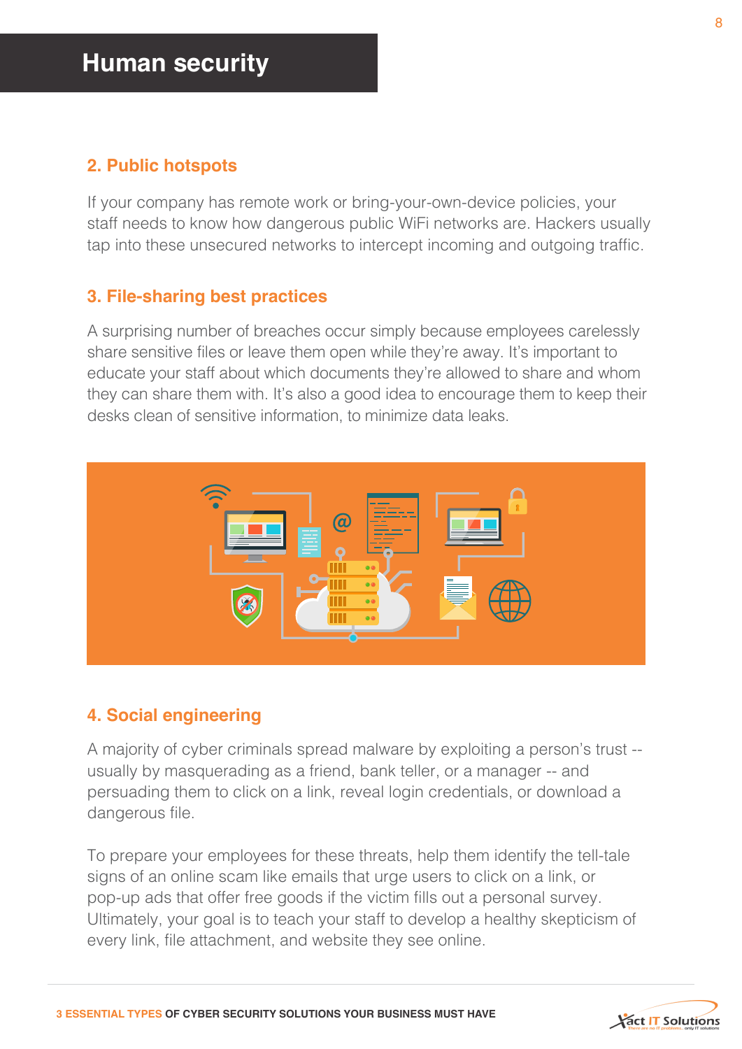# Human security

## 2. Public hotspots

If your company has remote work or bring-your-own-device policies, your staff needs to know how dangerous public WiFi networks are. Hackers usually tap into these unsecured networks to intercept incoming and outgoing traffic.

## 3. File-sharing best practices

A surprising number of breaches occur simply because employees carelessly share sensitive files or leave them open while they're away. It's important to educate your staff about which documents they're allowed to share and whom they can share them with. It's also a good idea to encourage them to keep their desks clean of sensitive information, to minimize data leaks.

## 4. Social engineering

A majority of cyber criminals spread malware by exploiting a person's trust -- usually by masquerading as a friend, bank teller, or a manager -- and persuading them to click on a link, reveal login credentials, or download a dangerous file.

To prepare your employees for these threats, help them identify the tell-tale signs of an online scam like emails that urge users to click on a link, or pop-up ads that offer free goods if the victim fills out a personal survey. Ultimately, your goal is to teach your staff to develop a healthy skepticism of every link, file attachment, and website they see online.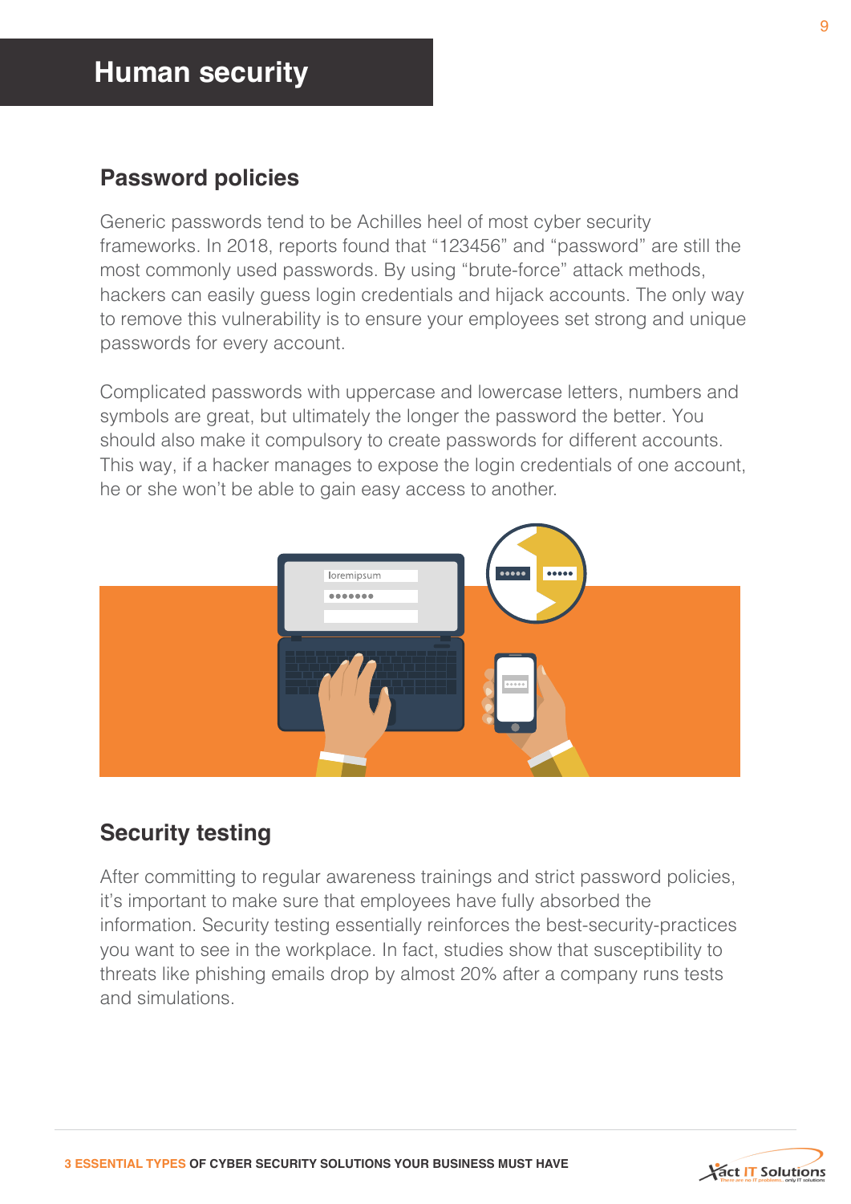# Human security

## Password policies

Generic passwords tend to be Achilles heel of most cyber security frameworks. In 2018, reports found that "123456" and "password" are still the most commonly used passwords. By using "brute-force" attack methods, hackers can easily guess login credentials and hijack accounts. The only way to remove this vulnerability is to ensure your employees set strong and unique passwords for every account.

Complicated passwords with uppercase and lowercase letters, numbers and symbols are great, but ultimately the longer the password the better. You should also make it compulsory to create passwords for different accounts. This way, if a hacker manages to expose the login credentials of one account, he or she won't be able to gain easy access to another.

## Security testing

After committing to regular awareness trainings and strict password policies, it's important to make sure that employees have fully absorbed the information. Security testing essentially reinforces the best-security-practices you want to see in the workplace. In fact, studies show that susceptibility to threats like phishing emails drop by almost 20% after a company runs tests and simulations.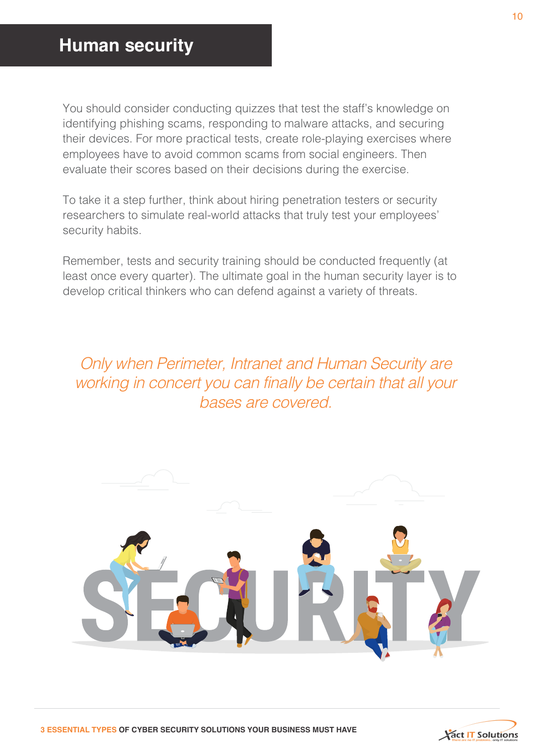## Human security

You should consider conducting quizzes that test the staff's knowledge on identifying phishing scams, responding to malware attacks, and securing their devices. For more practical tests, create role-playing exercises where employees have to avoid common scams from social engineers. Then evaluate their scores based on their decisions during the exercise.

To take it a step further, think about hiring penetration testers or security researchers to simulate real-world attacks that truly test your employees' security habits.

Remember, tests and security training should be conducted frequently (at least once every quarter). The ultimate goal in the human security layer is to develop critical thinkers who can defend against a variety of threats.

*Only when Perimeter, Intranet and Human Security are working in concert you can finally be certain that all your bases are covered.*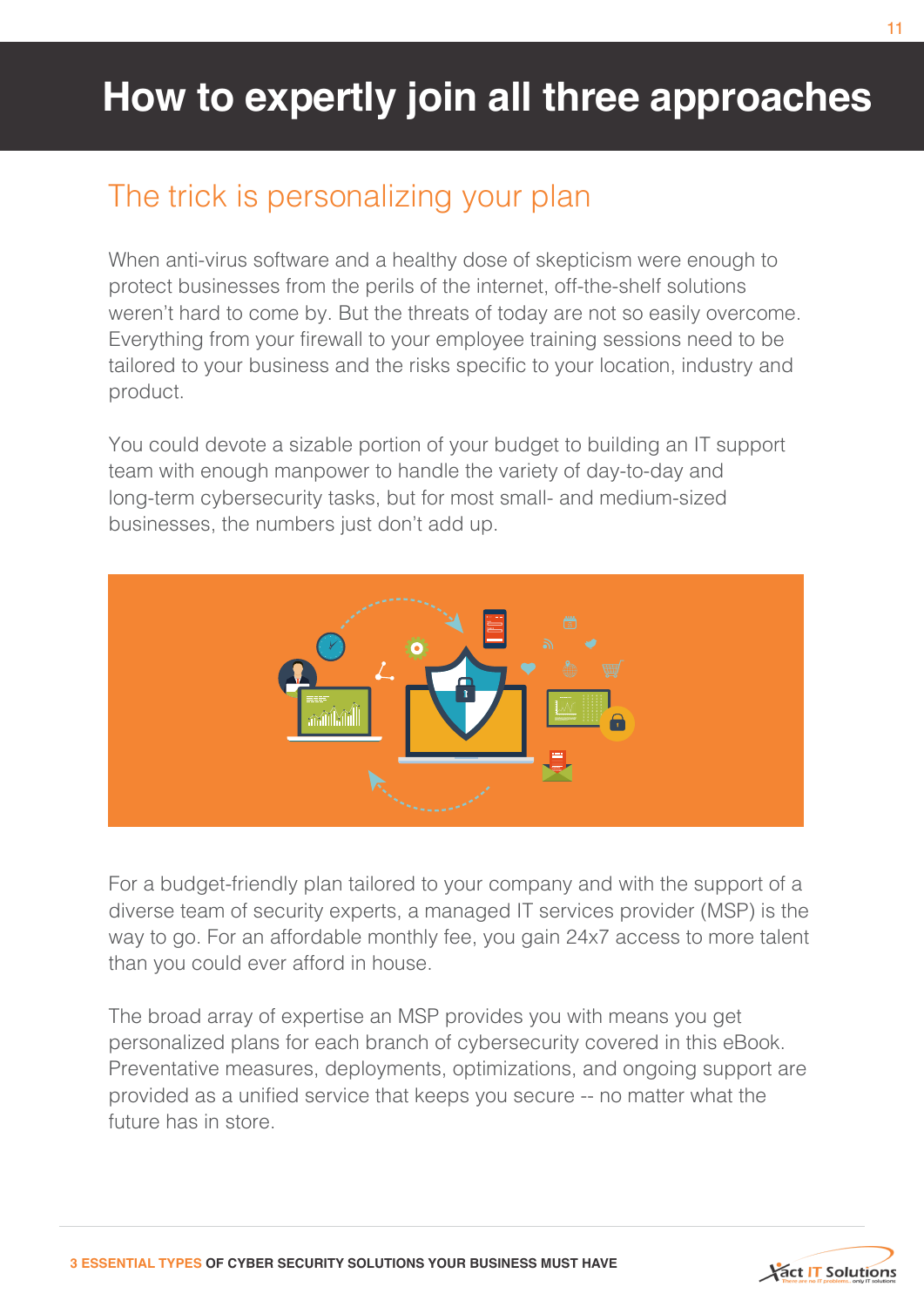# How to expertly join all three approaches

## The trick is personalizing your plan

When anti-virus software and a healthy dose of skepticism were enough to protect businesses from the perils of the internet, off-the-shelf solutions weren't hard to come by. But the threats of today are not so easily overcome. Everything from your firewall to your employee training sessions need to be tailored to your business and the risks specific to your location, industry and product.

You could devote a sizable portion of your budget to building an IT support team with enough manpower to handle the variety of day-to-day and long-term cybersecurity tasks, but for most small- and medium-sized businesses, the numbers just don't add up.

For a budget-friendly plan tailored to your company and with the support of a diverse team of security experts, a managed IT services provider (MSP) is the way to go. For an affordable monthly fee, you gain 24x7 access to more talent than you could ever afford in house.

The broad array of expertise an MSP provides you with means you get personalized plans for each branch of cybersecurity covered in this eBook. Preventative measures, deployments, optimizations, and ongoing support are provided as a unified service that keeps you secure -- no matter what the future has in store.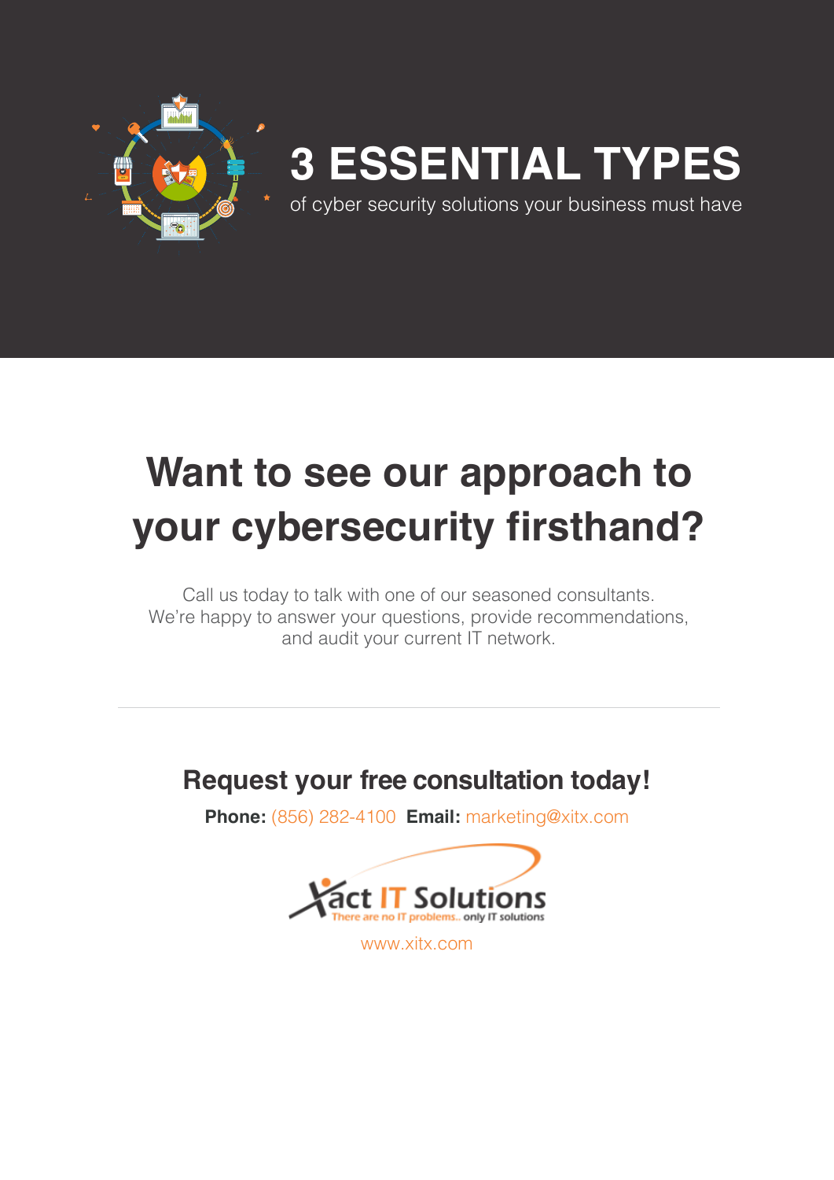# 3 ESSENTIAL TYPES

of cyber security solutions your business must have

## Want to see our approach to your cybersecurity firsthand?

Call us today to talk with one of our seasoned consultants.
We're happy to answer your questions, provide recommendations, and audit your current IT network.

---

### Request your free consultation today!

**Phone:** (856) 282-4100 **Email:** marketing@xitx.com

Xact IT Solutions
There are no IT problems.. only IT solutions

www.xitx.com